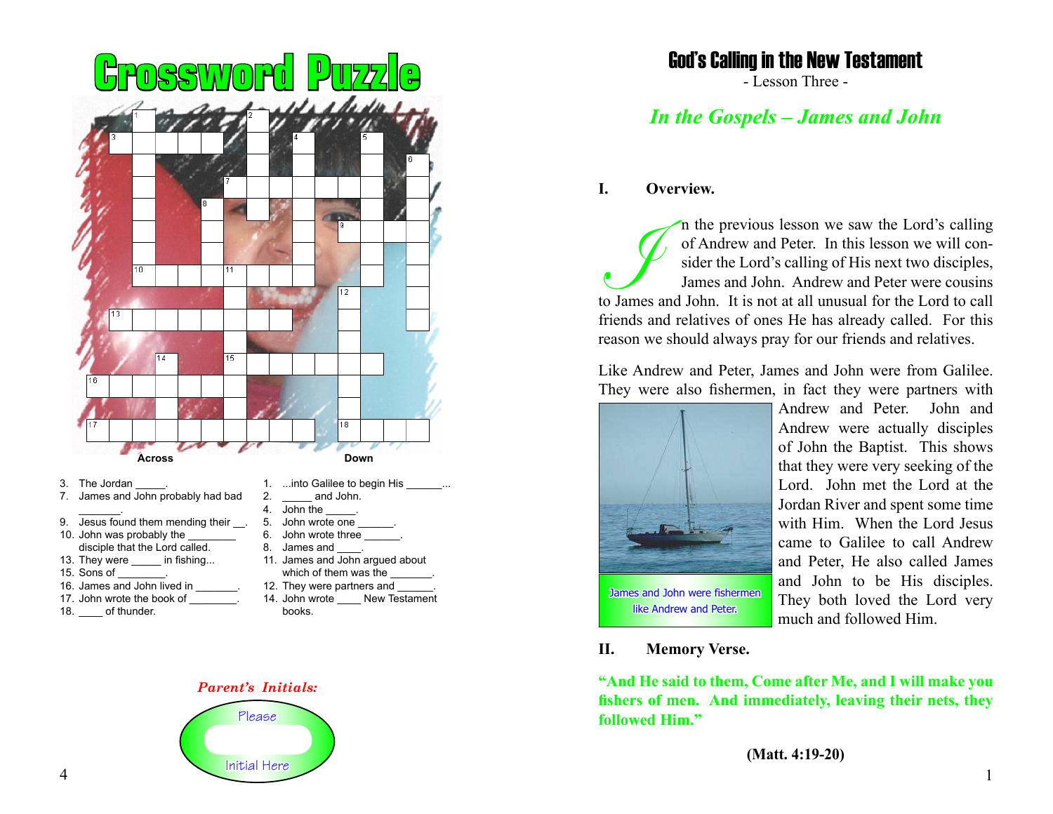# Crossword Puzzle

**Across**

3. The Jordan _____.
7. James and John probably had bad _______.
9. Jesus found them mending their __.
10. John was probably the ________ disciple that the Lord called.
13. They were _____ in fishing...
15. Sons of ________.
16. James and John lived in _______.
17. John wrote the book of ________.
18. ____ of thunder.

**Down**

1. ...into Galilee to begin His ______...
2. _____ and John.
4. John the _____.
5. John wrote one ______.
6. John wrote three ______.
8. James and ____.
11. James and John argued about which of them was the _______.
12. They were partners and ______.
14. John wrote ____ New Testament books.

*Parent's Initials:*

Please

Initial Here

# God's Calling in the New Testament

- Lesson Three -

## *In the Gospels – James and John*

### I. Overview.

In the previous lesson we saw the Lord's calling of Andrew and Peter. In this lesson we will consider the Lord's calling of His next two disciples, James and John. Andrew and Peter were cousins to James and John. It is not at all unusual for the Lord to call friends and relatives of ones He has already called. For this reason we should always pray for our friends and relatives.

Like Andrew and Peter, James and John were from Galilee. They were also fishermen, in fact they were partners with Andrew and Peter. John and Andrew were actually disciples of John the Baptist. This shows that they were very seeking of the Lord. John met the Lord at the Jordan River and spent some time with Him. When the Lord Jesus came to Galilee to call Andrew and Peter, He also called James and John to be His disciples. They both loved the Lord very much and followed Him.

James and John were fishermen like Andrew and Peter.

### II. Memory Verse.

**"And He said to them, Come after Me, and I will make you fishers of men. And immediately, leaving their nets, they followed Him."**

**(Matt. 4:19-20)**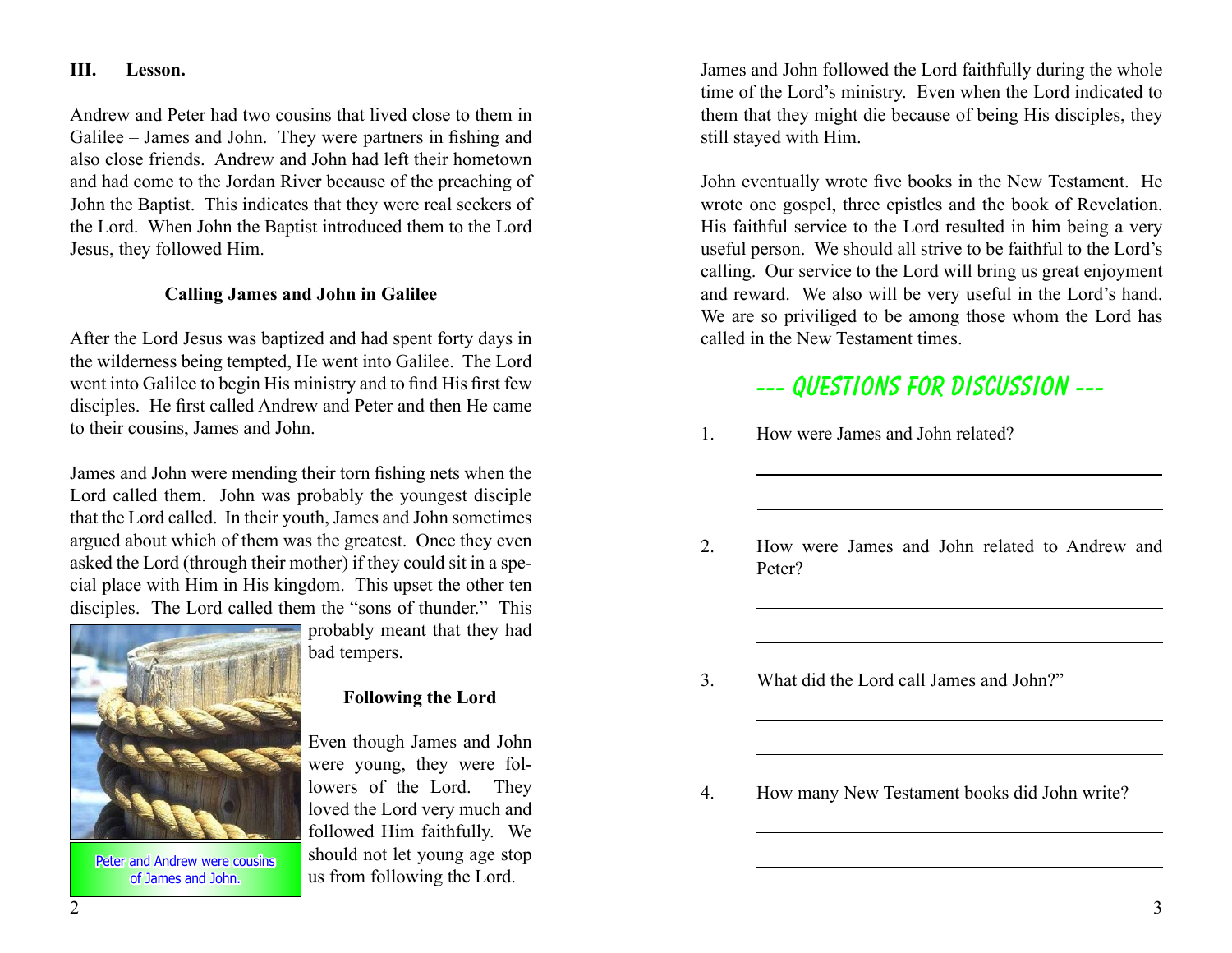### III. Lesson.

Andrew and Peter had two cousins that lived close to them in Galilee – James and John. They were partners in fishing and also close friends. Andrew and John had left their hometown and had come to the Jordan River because of the preaching of John the Baptist. This indicates that they were real seekers of the Lord. When John the Baptist introduced them to the Lord Jesus, they followed Him.

**Calling James and John in Galilee**

After the Lord Jesus was baptized and had spent forty days in the wilderness being tempted, He went into Galilee. The Lord went into Galilee to begin His ministry and to find His first few disciples. He first called Andrew and Peter and then He came to their cousins, James and John.

James and John were mending their torn fishing nets when the Lord called them. John was probably the youngest disciple that the Lord called. In their youth, James and John sometimes argued about which of them was the greatest. Once they even asked the Lord (through their mother) if they could sit in a special place with Him in His kingdom. This upset the other ten disciples. The Lord called them the "sons of thunder." This probably meant that they had bad tempers.

Peter and Andrew were cousins of James and John.

**Following the Lord**

Even though James and John were young, they were followers of the Lord. They loved the Lord very much and followed Him faithfully. We should not let young age stop us from following the Lord.

James and John followed the Lord faithfully during the whole time of the Lord's ministry. Even when the Lord indicated to them that they might die because of being His disciples, they still stayed with Him.

John eventually wrote five books in the New Testament. He wrote one gospel, three epistles and the book of Revelation. His faithful service to the Lord resulted in him being a very useful person. We should all strive to be faithful to the Lord's calling. Our service to the Lord will bring us great enjoyment and reward. We also will be very useful in the Lord's hand. We are so priviliged to be among those whom the Lord has called in the New Testament times.

## --- QUESTIONS FOR DISCUSSION ---

1. How were James and John related?

______________________________________

______________________________________

2. How were James and John related to Andrew and Peter?

______________________________________

______________________________________

3. What did the Lord call James and John?"

______________________________________

______________________________________

4. How many New Testament books did John write?

______________________________________

______________________________________